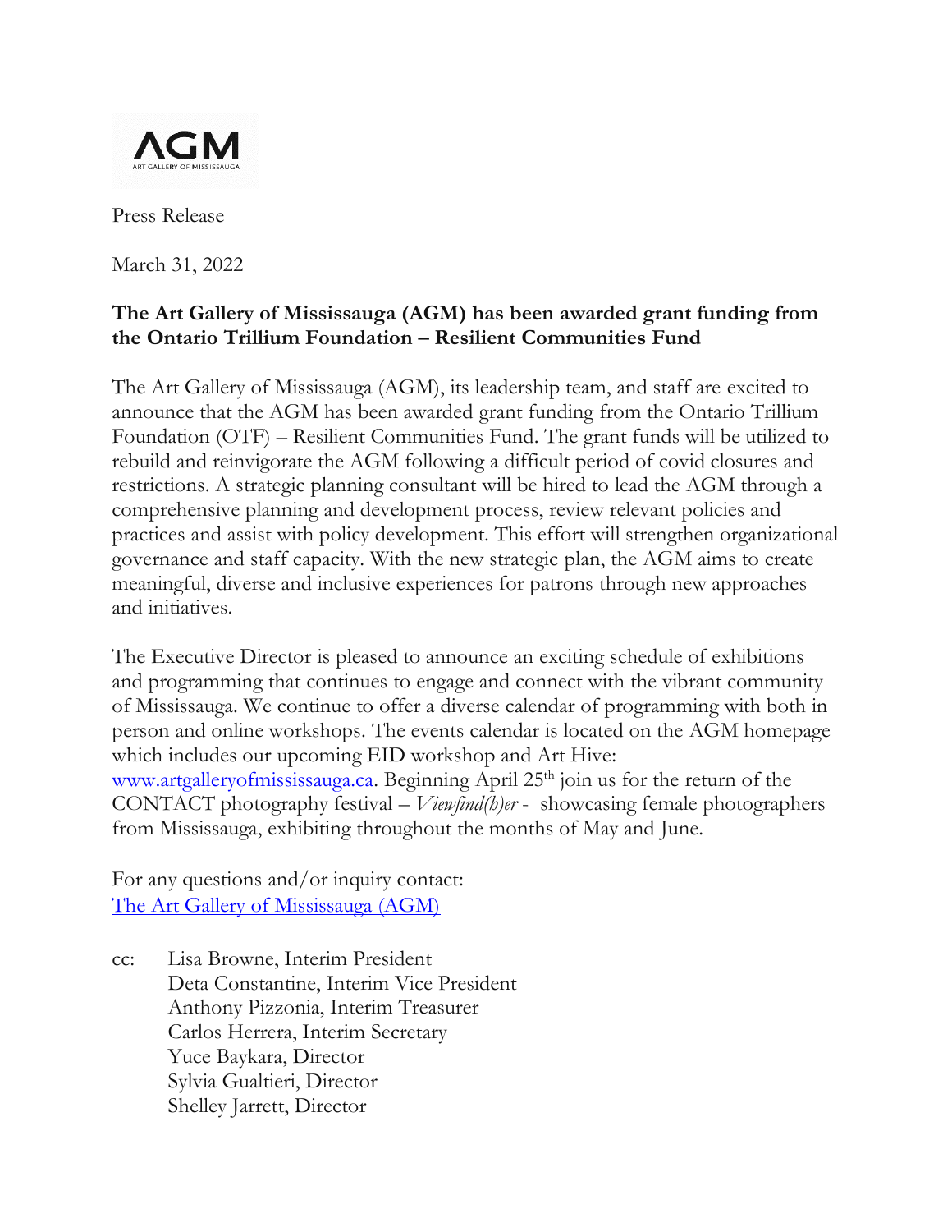AGM

ART GALLERY OF MISSISSAUGA

Press Release

March 31, 2022

**The Art Gallery of Mississauga (AGM) has been awarded grant funding from the Ontario Trillium Foundation – Resilient Communities Fund**

The Art Gallery of Mississauga (AGM), its leadership team, and staff are excited to announce that the AGM has been awarded grant funding from the Ontario Trillium Foundation (OTF) – Resilient Communities Fund. The grant funds will be utilized to rebuild and reinvigorate the AGM following a difficult period of covid closures and restrictions. A strategic planning consultant will be hired to lead the AGM through a comprehensive planning and development process, review relevant policies and practices and assist with policy development. This effort will strengthen organizational governance and staff capacity. With the new strategic plan, the AGM aims to create meaningful, diverse and inclusive experiences for patrons through new approaches and initiatives.

The Executive Director is pleased to announce an exciting schedule of exhibitions and programming that continues to engage and connect with the vibrant community of Mississauga. We continue to offer a diverse calendar of programming with both in person and online workshops. The events calendar is located on the AGM homepage which includes our upcoming EID workshop and Art Hive: [www.artgalleryofmississauga.ca](http://www.artgalleryofmississauga.ca). Beginning April 25th join us for the return of the CONTACT photography festival – *Viewfind(h)er* - showcasing female photographers from Mississauga, exhibiting throughout the months of May and June.

For any questions and/or inquiry contact:
[The Art Gallery of Mississauga (AGM)]()

cc: Lisa Browne, Interim President
Deta Constantine, Interim Vice President
Anthony Pizzonia, Interim Treasurer
Carlos Herrera, Interim Secretary
Yuce Baykara, Director
Sylvia Gualtieri, Director
Shelley Jarrett, Director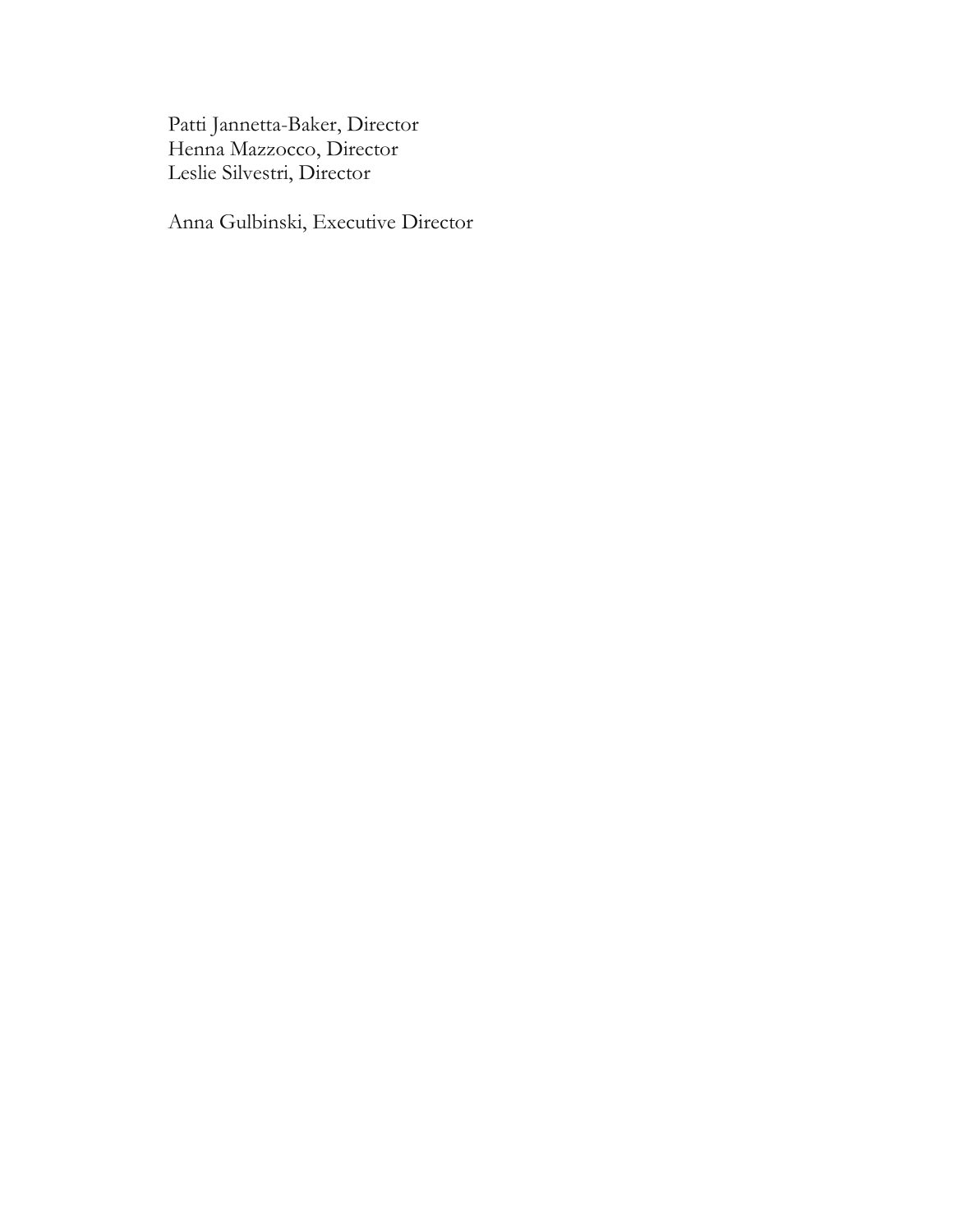Patti Jannetta-Baker, Director
Henna Mazzocco, Director
Leslie Silvestri, Director

Anna Gulbinski, Executive Director